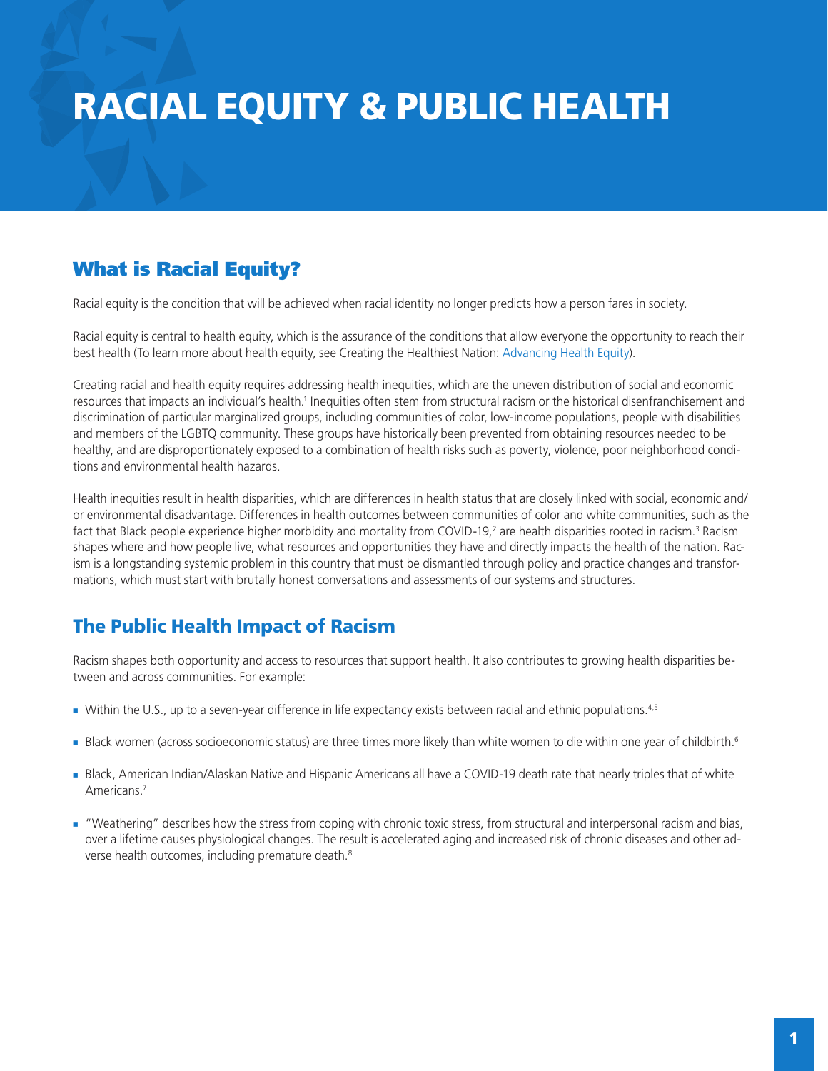# RACIAL EQUITY & PUBLIC HEALTH

## What is Racial Equity?

Racial equity is the condition that will be achieved when racial identity no longer predicts how a person fares in society.

Racial equity is central to health equity, which is the assurance of the conditions that allow everyone the opportunity to reach their best health (To learn more about health equity, see Creating the Healthiest Nation: [Advancing Health Equity](Advancing Health Equity)).

Creating racial and health equity requires addressing health inequities, which are the uneven distribution of social and economic resources that impacts an individual's health.[1] Inequities often stem from structural racism or the historical disenfranchisement and discrimination of particular marginalized groups, including communities of color, low-income populations, people with disabilities and members of the LGBTQ community. These groups have historically been prevented from obtaining resources needed to be healthy, and are disproportionately exposed to a combination of health risks such as poverty, violence, poor neighborhood conditions and environmental health hazards.

Health inequities result in health disparities, which are differences in health status that are closely linked with social, economic and/or environmental disadvantage. Differences in health outcomes between communities of color and white communities, such as the fact that Black people experience higher morbidity and mortality from COVID-19,[2] are health disparities rooted in racism.[3] Racism shapes where and how people live, what resources and opportunities they have and directly impacts the health of the nation. Racism is a longstanding systemic problem in this country that must be dismantled through policy and practice changes and transformations, which must start with brutally honest conversations and assessments of our systems and structures.

## The Public Health Impact of Racism

Racism shapes both opportunity and access to resources that support health. It also contributes to growing health disparities between and across communities. For example:

- Within the U.S., up to a seven-year difference in life expectancy exists between racial and ethnic populations.[4,5]
- Black women (across socioeconomic status) are three times more likely than white women to die within one year of childbirth.[6]
- Black, American Indian/Alaskan Native and Hispanic Americans all have a COVID-19 death rate that nearly triples that of white Americans.[7]
- "Weathering" describes how the stress from coping with chronic toxic stress, from structural and interpersonal racism and bias, over a lifetime causes physiological changes. The result is accelerated aging and increased risk of chronic diseases and other adverse health outcomes, including premature death.[8]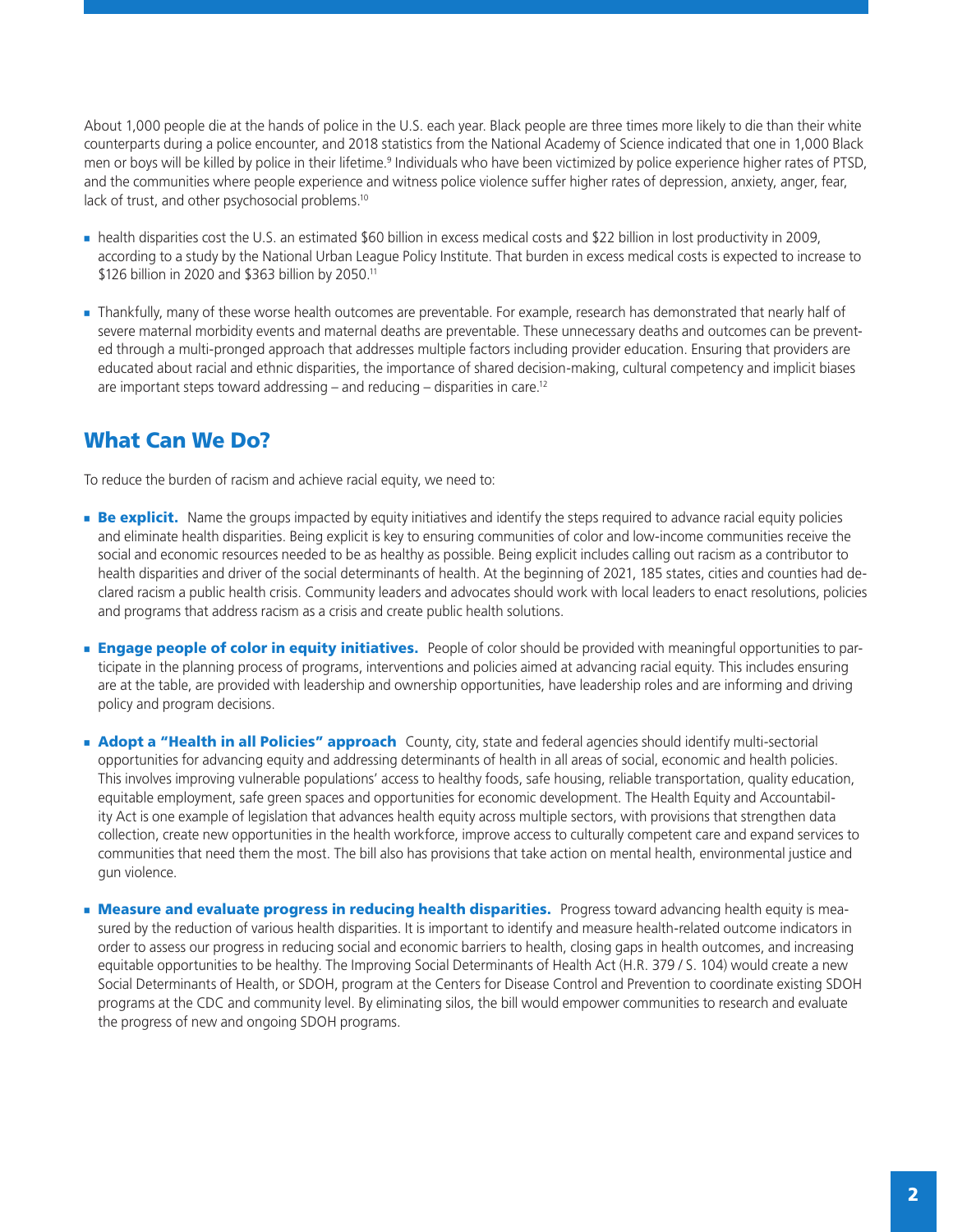About 1,000 people die at the hands of police in the U.S. each year. Black people are three times more likely to die than their white counterparts during a police encounter, and 2018 statistics from the National Academy of Science indicated that one in 1,000 Black men or boys will be killed by police in their lifetime.[9] Individuals who have been victimized by police experience higher rates of PTSD, and the communities where people experience and witness police violence suffer higher rates of depression, anxiety, anger, fear, lack of trust, and other psychosocial problems.[10]

- health disparities cost the U.S. an estimated $60 billion in excess medical costs and $22 billion in lost productivity in 2009, according to a study by the National Urban League Policy Institute. That burden in excess medical costs is expected to increase to $126 billion in 2020 and $363 billion by 2050.[11]

- Thankfully, many of these worse health outcomes are preventable. For example, research has demonstrated that nearly half of severe maternal morbidity events and maternal deaths are preventable. These unnecessary deaths and outcomes can be prevented through a multi-pronged approach that addresses multiple factors including provider education. Ensuring that providers are educated about racial and ethnic disparities, the importance of shared decision-making, cultural competency and implicit biases are important steps toward addressing – and reducing – disparities in care.[12]

## What Can We Do?

To reduce the burden of racism and achieve racial equity, we need to:

- **Be explicit.** Name the groups impacted by equity initiatives and identify the steps required to advance racial equity policies and eliminate health disparities. Being explicit is key to ensuring communities of color and low-income communities receive the social and economic resources needed to be as healthy as possible. Being explicit includes calling out racism as a contributor to health disparities and driver of the social determinants of health. At the beginning of 2021, 185 states, cities and counties had declared racism a public health crisis. Community leaders and advocates should work with local leaders to enact resolutions, policies and programs that address racism as a crisis and create public health solutions.

- **Engage people of color in equity initiatives.** People of color should be provided with meaningful opportunities to participate in the planning process of programs, interventions and policies aimed at advancing racial equity. This includes ensuring are at the table, are provided with leadership and ownership opportunities, have leadership roles and are informing and driving policy and program decisions.

- **Adopt a "Health in all Policies" approach** County, city, state and federal agencies should identify multi-sectorial opportunities for advancing equity and addressing determinants of health in all areas of social, economic and health policies. This involves improving vulnerable populations' access to healthy foods, safe housing, reliable transportation, quality education, equitable employment, safe green spaces and opportunities for economic development. The Health Equity and Accountability Act is one example of legislation that advances health equity across multiple sectors, with provisions that strengthen data collection, create new opportunities in the health workforce, improve access to culturally competent care and expand services to communities that need them the most. The bill also has provisions that take action on mental health, environmental justice and gun violence.

- **Measure and evaluate progress in reducing health disparities.** Progress toward advancing health equity is measured by the reduction of various health disparities. It is important to identify and measure health-related outcome indicators in order to assess our progress in reducing social and economic barriers to health, closing gaps in health outcomes, and increasing equitable opportunities to be healthy. The Improving Social Determinants of Health Act (H.R. 379 / S. 104) would create a new Social Determinants of Health, or SDOH, program at the Centers for Disease Control and Prevention to coordinate existing SDOH programs at the CDC and community level. By eliminating silos, the bill would empower communities to research and evaluate the progress of new and ongoing SDOH programs.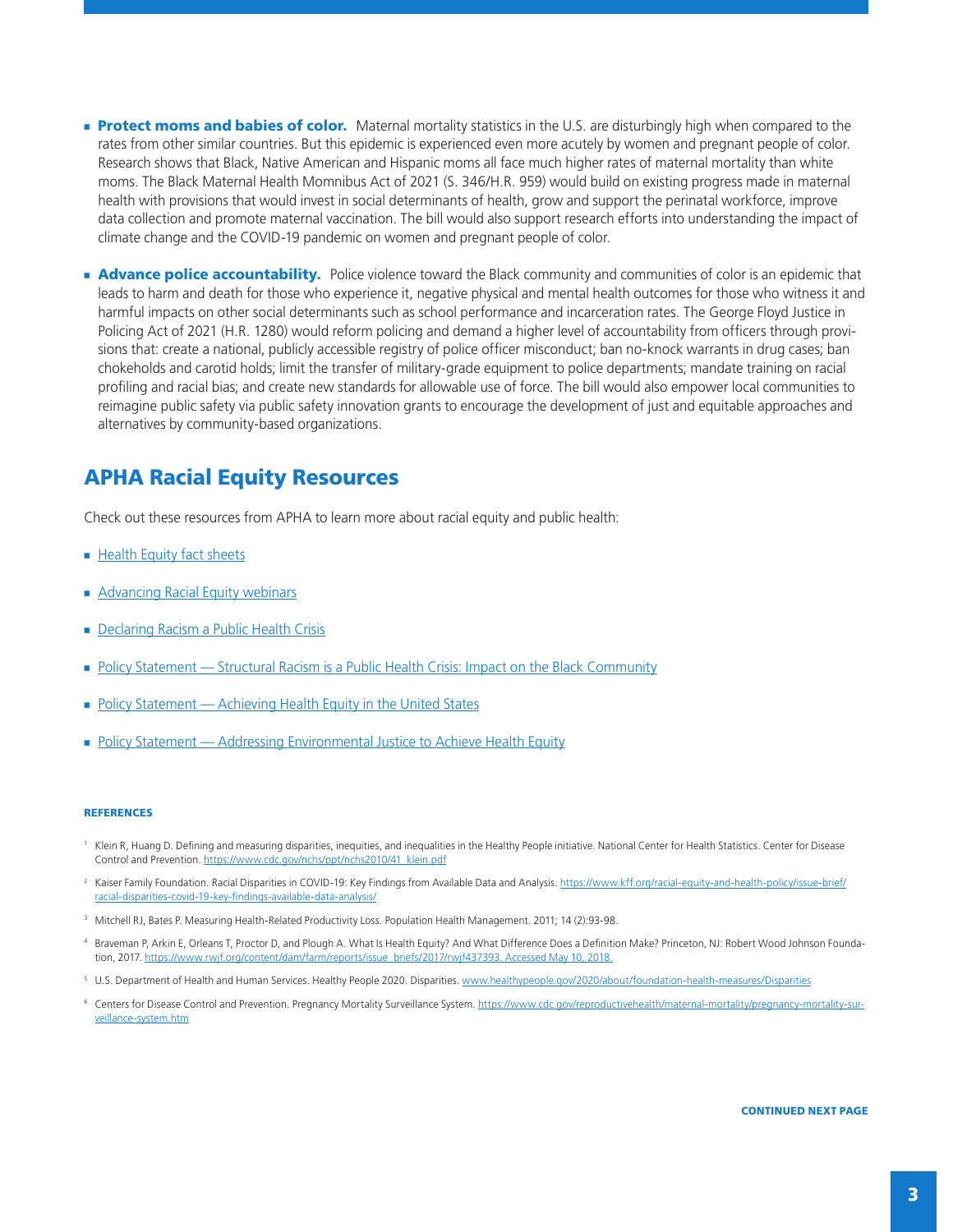- **Protect moms and babies of color.** Maternal mortality statistics in the U.S. are disturbingly high when compared to the rates from other similar countries. But this epidemic is experienced even more acutely by women and pregnant people of color. Research shows that Black, Native American and Hispanic moms all face much higher rates of maternal mortality than white moms. The Black Maternal Health Momnibus Act of 2021 (S. 346/H.R. 959) would build on existing progress made in maternal health with provisions that would invest in social determinants of health, grow and support the perinatal workforce, improve data collection and promote maternal vaccination. The bill would also support research efforts into understanding the impact of climate change and the COVID-19 pandemic on women and pregnant people of color.

- **Advance police accountability.** Police violence toward the Black community and communities of color is an epidemic that leads to harm and death for those who experience it, negative physical and mental health outcomes for those who witness it and harmful impacts on other social determinants such as school performance and incarceration rates. The George Floyd Justice in Policing Act of 2021 (H.R. 1280) would reform policing and demand a higher level of accountability from officers through provisions that: create a national, publicly accessible registry of police officer misconduct; ban no-knock warrants in drug cases; ban chokeholds and carotid holds; limit the transfer of military-grade equipment to police departments; mandate training on racial profiling and racial bias; and create new standards for allowable use of force. The bill would also empower local communities to reimagine public safety via public safety innovation grants to encourage the development of just and equitable approaches and alternatives by community-based organizations.

## APHA Racial Equity Resources

Check out these resources from APHA to learn more about racial equity and public health:

- Health Equity fact sheets
- Advancing Racial Equity webinars
- Declaring Racism a Public Health Crisis
- Policy Statement — Structural Racism is a Public Health Crisis: Impact on the Black Community
- Policy Statement — Achieving Health Equity in the United States
- Policy Statement — Addressing Environmental Justice to Achieve Health Equity

### REFERENCES

1. Klein R, Huang D. Defining and measuring disparities, inequities, and inequalities in the Healthy People initiative. National Center for Health Statistics. Center for Disease Control and Prevention. https://www.cdc.gov/nchs/ppt/nchs2010/41_klein.pdf
2. Kaiser Family Foundation. Racial Disparities in COVID-19: Key Findings from Available Data and Analysis. https://www.kff.org/racial-equity-and-health-policy/issue-brief/racial-disparities-covid-19-key-findings-available-data-analysis/
3. Mitchell RJ, Bates P. Measuring Health-Related Productivity Loss. Population Health Management. 2011; 14 (2):93-98.
4. Braveman P, Arkin E, Orleans T, Proctor D, and Plough A. What Is Health Equity? And What Difference Does a Definition Make? Princeton, NJ: Robert Wood Johnson Foundation, 2017. https://www.rwjf.org/content/dam/farm/reports/issue_briefs/2017/rwjf437393. Accessed May 10, 2018.
5. U.S. Department of Health and Human Services. Healthy People 2020. Disparities. www.healthypeople.gov/2020/about/foundation-health-measures/Disparities
6. Centers for Disease Control and Prevention. Pregnancy Mortality Surveillance System. https://www.cdc.gov/reproductivehealth/maternal-mortality/pregnancy-mortality-surveillance-system.htm

CONTINUED NEXT PAGE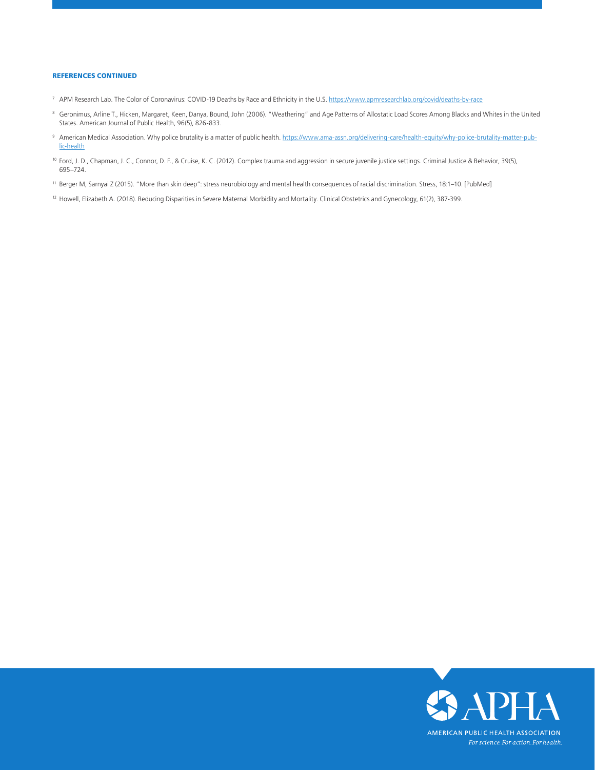#### REFERENCES CONTINUED

[7] APM Research Lab. The Color of Coronavirus: COVID-19 Deaths by Race and Ethnicity in the U.S. https://www.apmresearchlab.org/covid/deaths-by-race

[8] Geronimus, Arline T., Hicken, Margaret, Keen, Danya, Bound, John (2006). "Weathering" and Age Patterns of Allostatic Load Scores Among Blacks and Whites in the United States. American Journal of Public Health, 96(5), 826-833.

[9] American Medical Association. Why police brutality is a matter of public health. https://www.ama-assn.org/delivering-care/health-equity/why-police-brutality-matter-public-health

[10] Ford, J. D., Chapman, J. C., Connor, D. F., & Cruise, K. C. (2012). Complex trauma and aggression in secure juvenile justice settings. Criminal Justice & Behavior, 39(5), 695–724.

[11] Berger M, Sarnyai Z (2015). "More than skin deep": stress neurobiology and mental health consequences of racial discrimination. Stress, 18:1–10. [PubMed]

[12] Howell, Elizabeth A. (2018). Reducing Disparities in Severe Maternal Morbidity and Mortality. Clinical Obstetrics and Gynecology, 61(2), 387-399.

APHA

AMERICAN PUBLIC HEALTH ASSOCIATION

*For science. For action. For health.*